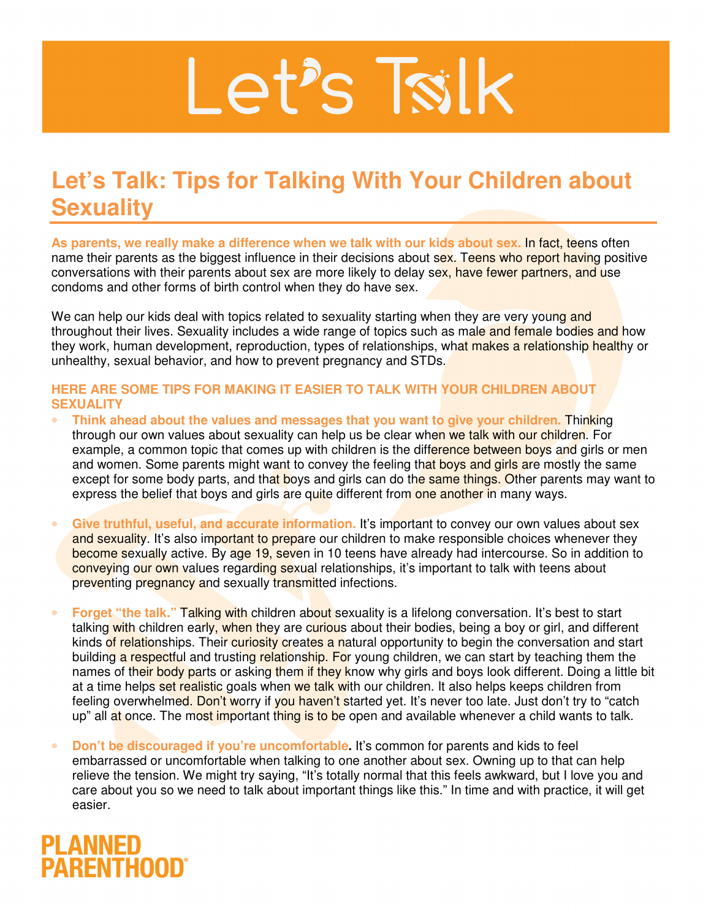# Let's Talk

## Let's Talk: Tips for Talking With Your Children about Sexuality

**As parents, we really make a difference when we talk with our kids about sex.** In fact, teens often name their parents as the biggest influence in their decisions about sex. Teens who report having positive conversations with their parents about sex are more likely to delay sex, have fewer partners, and use condoms and other forms of birth control when they do have sex.

We can help our kids deal with topics related to sexuality starting when they are very young and throughout their lives. Sexuality includes a wide range of topics such as male and female bodies and how they work, human development, reproduction, types of relationships, what makes a relationship healthy or unhealthy, sexual behavior, and how to prevent pregnancy and STDs.

### HERE ARE SOME TIPS FOR MAKING IT EASIER TO TALK WITH YOUR CHILDREN ABOUT SEXUALITY

- **Think ahead about the values and messages that you want to give your children.** Thinking through our own values about sexuality can help us be clear when we talk with our children. For example, a common topic that comes up with children is the difference between boys and girls or men and women. Some parents might want to convey the feeling that boys and girls are mostly the same except for some body parts, and that boys and girls can do the same things. Other parents may want to express the belief that boys and girls are quite different from one another in many ways.

- **Give truthful, useful, and accurate information.** It's important to convey our own values about sex and sexuality. It's also important to prepare our children to make responsible choices whenever they become sexually active. By age 19, seven in 10 teens have already had intercourse. So in addition to conveying our own values regarding sexual relationships, it's important to talk with teens about preventing pregnancy and sexually transmitted infections.

- **Forget "the talk."** Talking with children about sexuality is a lifelong conversation. It's best to start talking with children early, when they are curious about their bodies, being a boy or girl, and different kinds of relationships. Their curiosity creates a natural opportunity to begin the conversation and start building a respectful and trusting relationship. For young children, we can start by teaching them the names of their body parts or asking them if they know why girls and boys look different. Doing a little bit at a time helps set realistic goals when we talk with our children. It also helps keeps children from feeling overwhelmed. Don't worry if you haven't started yet. It's never too late. Just don't try to "catch up" all at once. The most important thing is to be open and available whenever a child wants to talk.

- **Don't be discouraged if you're uncomfortable.** It's common for parents and kids to feel embarrassed or uncomfortable when talking to one another about sex. Owning up to that can help relieve the tension. We might try saying, "It's totally normal that this feels awkward, but I love you and care about you so we need to talk about important things like this." In time and with practice, it will get easier.

PLANNED PARENTHOOD®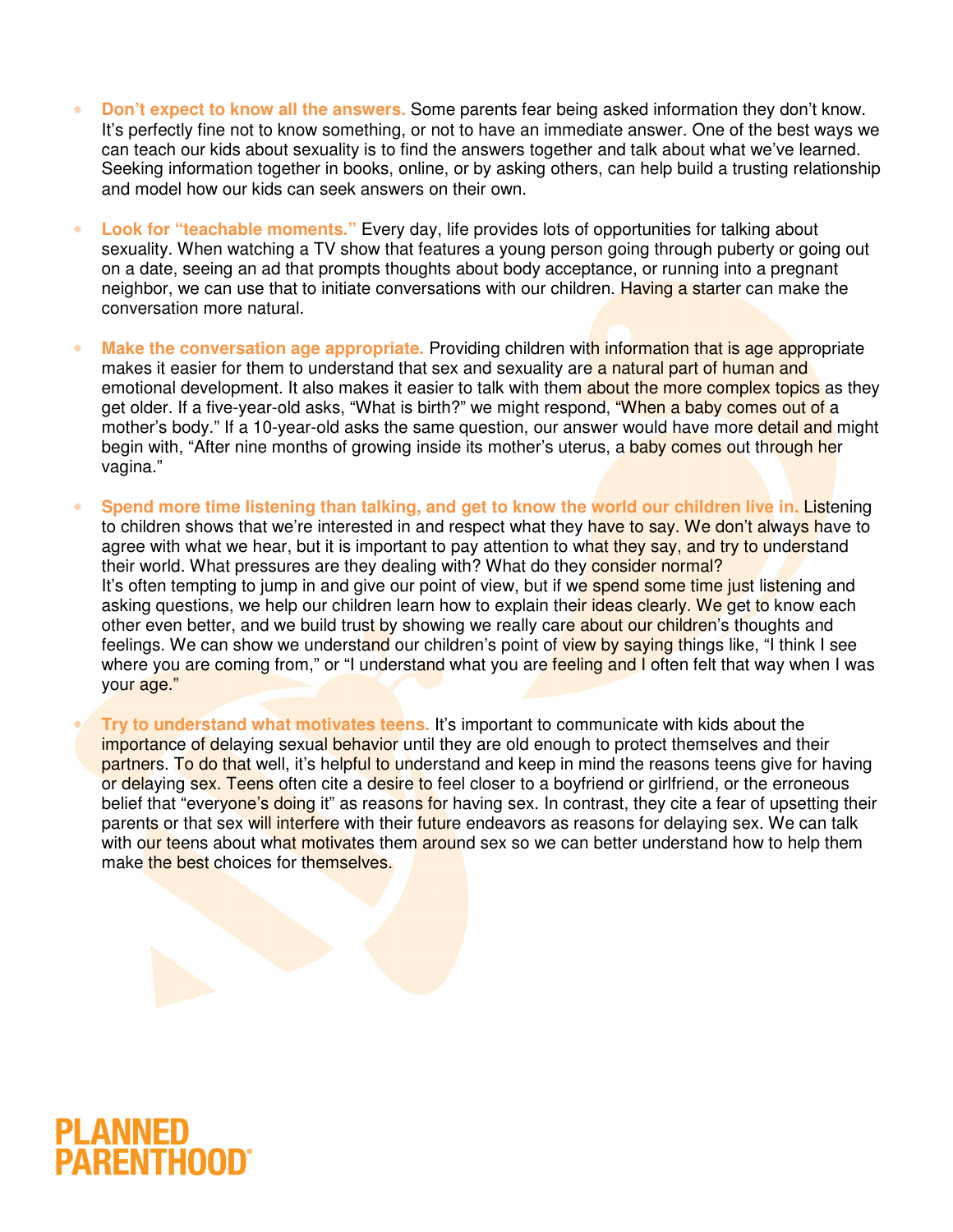- **Don't expect to know all the answers.** Some parents fear being asked information they don't know. It's perfectly fine not to know something, or not to have an immediate answer. One of the best ways we can teach our kids about sexuality is to find the answers together and talk about what we've learned. Seeking information together in books, online, or by asking others, can help build a trusting relationship and model how our kids can seek answers on their own.

- **Look for "teachable moments."** Every day, life provides lots of opportunities for talking about sexuality. When watching a TV show that features a young person going through puberty or going out on a date, seeing an ad that prompts thoughts about body acceptance, or running into a pregnant neighbor, we can use that to initiate conversations with our children. Having a starter can make the conversation more natural.

- **Make the conversation age appropriate.** Providing children with information that is age appropriate makes it easier for them to understand that sex and sexuality are a natural part of human and emotional development. It also makes it easier to talk with them about the more complex topics as they get older. If a five-year-old asks, "What is birth?" we might respond, "When a baby comes out of a mother's body." If a 10-year-old asks the same question, our answer would have more detail and might begin with, "After nine months of growing inside its mother's uterus, a baby comes out through her vagina."

- **Spend more time listening than talking, and get to know the world our children live in.** Listening to children shows that we're interested in and respect what they have to say. We don't always have to agree with what we hear, but it is important to pay attention to what they say, and try to understand their world. What pressures are they dealing with? What do they consider normal?
  It's often tempting to jump in and give our point of view, but if we spend some time just listening and asking questions, we help our children learn how to explain their ideas clearly. We get to know each other even better, and we build trust by showing we really care about our children's thoughts and feelings. We can show we understand our children's point of view by saying things like, "I think I see where you are coming from," or "I understand what you are feeling and I often felt that way when I was your age."

- **Try to understand what motivates teens.** It's important to communicate with kids about the importance of delaying sexual behavior until they are old enough to protect themselves and their partners. To do that well, it's helpful to understand and keep in mind the reasons teens give for having or delaying sex. Teens often cite a desire to feel closer to a boyfriend or girlfriend, or the erroneous belief that "everyone's doing it" as reasons for having sex. In contrast, they cite a fear of upsetting their parents or that sex will interfere with their future endeavors as reasons for delaying sex. We can talk with our teens about what motivates them around sex so we can better understand how to help them make the best choices for themselves.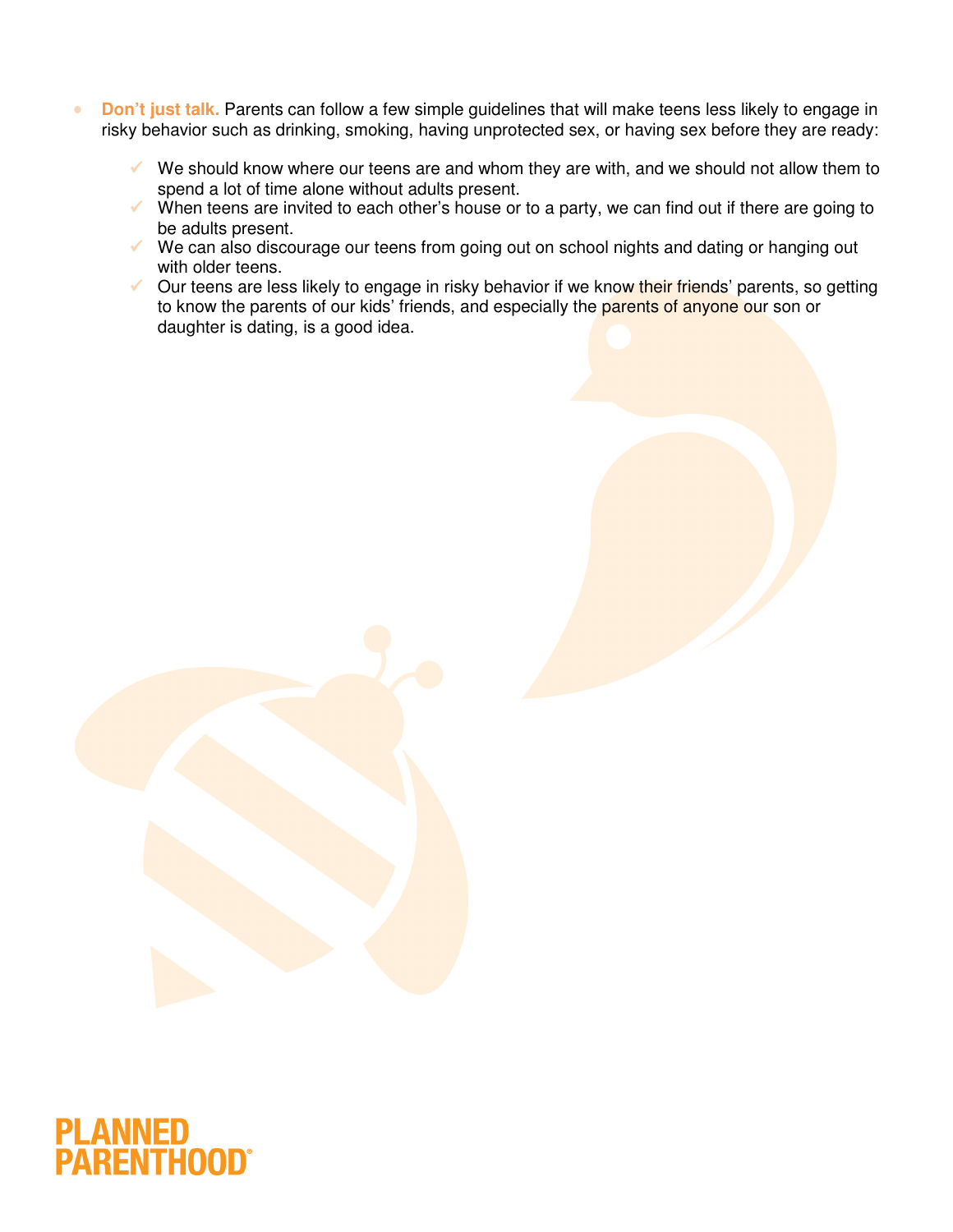- **Don't just talk.** Parents can follow a few simple guidelines that will make teens less likely to engage in risky behavior such as drinking, smoking, having unprotected sex, or having sex before they are ready:

  - ✓ We should know where our teens are and whom they are with, and we should not allow them to spend a lot of time alone without adults present.
  - ✓ When teens are invited to each other's house or to a party, we can find out if there are going to be adults present.
  - ✓ We can also discourage our teens from going out on school nights and dating or hanging out with older teens.
  - ✓ Our teens are less likely to engage in risky behavior if we know their friends' parents, so getting to know the parents of our kids' friends, and especially the parents of anyone our son or daughter is dating, is a good idea.

PLANNED PARENTHOOD®